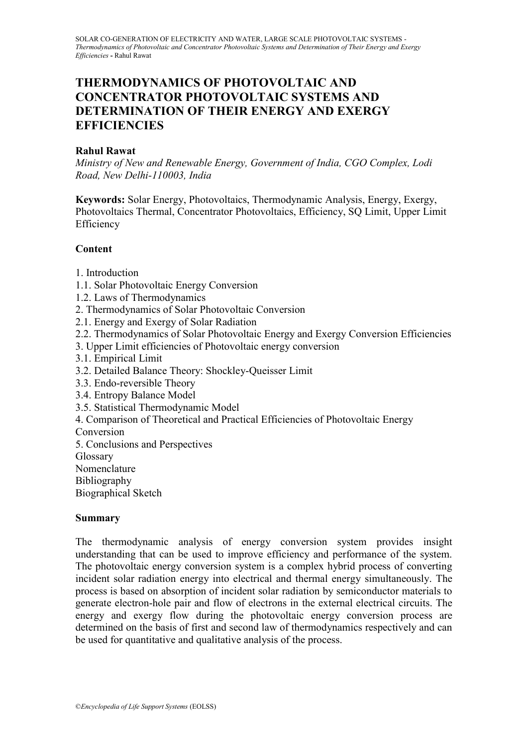# THERMODYNAMICS OF PHOTOVOLTAIC AND CONCENTRATOR PHOTOVOLTAIC SYSTEMS AND DETERMINATION OF THEIR ENERGY AND EXERGY EFFICIENCIES

**Rahul Rawat**

*Ministry of New and Renewable Energy, Government of India, CGO Complex, Lodi Road, New Delhi-110003, India*

**Keywords:** Solar Energy, Photovoltaics, Thermodynamic Analysis, Energy, Exergy, Photovoltaics Thermal, Concentrator Photovoltaics, Efficiency, SQ Limit, Upper Limit Efficiency

## Content

1. Introduction
1.1. Solar Photovoltaic Energy Conversion
1.2. Laws of Thermodynamics
2. Thermodynamics of Solar Photovoltaic Conversion
2.1. Energy and Exergy of Solar Radiation
2.2. Thermodynamics of Solar Photovoltaic Energy and Exergy Conversion Efficiencies
3. Upper Limit efficiencies of Photovoltaic energy conversion
3.1. Empirical Limit
3.2. Detailed Balance Theory: Shockley-Queisser Limit
3.3. Endo-reversible Theory
3.4. Entropy Balance Model
3.5. Statistical Thermodynamic Model
4. Comparison of Theoretical and Practical Efficiencies of Photovoltaic Energy Conversion
5. Conclusions and Perspectives
Glossary
Nomenclature
Bibliography
Biographical Sketch

## Summary

The thermodynamic analysis of energy conversion system provides insight understanding that can be used to improve efficiency and performance of the system. The photovoltaic energy conversion system is a complex hybrid process of converting incident solar radiation energy into electrical and thermal energy simultaneously. The process is based on absorption of incident solar radiation by semiconductor materials to generate electron-hole pair and flow of electrons in the external electrical circuits. The energy and exergy flow during the photovoltaic energy conversion process are determined on the basis of first and second law of thermodynamics respectively and can be used for quantitative and qualitative analysis of the process.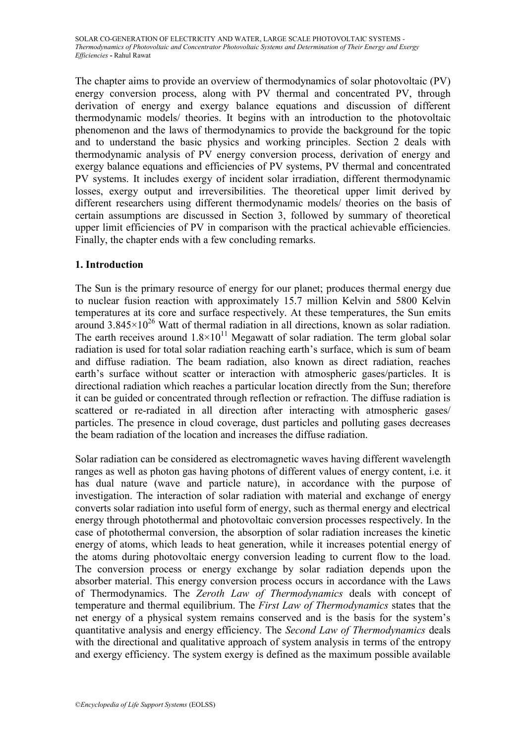The chapter aims to provide an overview of thermodynamics of solar photovoltaic (PV) energy conversion process, along with PV thermal and concentrated PV, through derivation of energy and exergy balance equations and discussion of different thermodynamic models/ theories. It begins with an introduction to the photovoltaic phenomenon and the laws of thermodynamics to provide the background for the topic and to understand the basic physics and working principles. Section 2 deals with thermodynamic analysis of PV energy conversion process, derivation of energy and exergy balance equations and efficiencies of PV systems, PV thermal and concentrated PV systems. It includes exergy of incident solar irradiation, different thermodynamic losses, exergy output and irreversibilities. The theoretical upper limit derived by different researchers using different thermodynamic models/ theories on the basis of certain assumptions are discussed in Section 3, followed by summary of theoretical upper limit efficiencies of PV in comparison with the practical achievable efficiencies. Finally, the chapter ends with a few concluding remarks.

## 1. Introduction

The Sun is the primary resource of energy for our planet; produces thermal energy due to nuclear fusion reaction with approximately 15.7 million Kelvin and 5800 Kelvin temperatures at its core and surface respectively. At these temperatures, the Sun emits around $3.845\times10^{26}$ Watt of thermal radiation in all directions, known as solar radiation. The earth receives around $1.8\times10^{11}$ Megawatt of solar radiation. The term global solar radiation is used for total solar radiation reaching earth's surface, which is sum of beam and diffuse radiation. The beam radiation, also known as direct radiation, reaches earth's surface without scatter or interaction with atmospheric gases/particles. It is directional radiation which reaches a particular location directly from the Sun; therefore it can be guided or concentrated through reflection or refraction. The diffuse radiation is scattered or re-radiated in all direction after interacting with atmospheric gases/ particles. The presence in cloud coverage, dust particles and polluting gases decreases the beam radiation of the location and increases the diffuse radiation.

Solar radiation can be considered as electromagnetic waves having different wavelength ranges as well as photon gas having photons of different values of energy content, i.e. it has dual nature (wave and particle nature), in accordance with the purpose of investigation. The interaction of solar radiation with material and exchange of energy converts solar radiation into useful form of energy, such as thermal energy and electrical energy through photothermal and photovoltaic conversion processes respectively. In the case of photothermal conversion, the absorption of solar radiation increases the kinetic energy of atoms, which leads to heat generation, while it increases potential energy of the atoms during photovoltaic energy conversion leading to current flow to the load. The conversion process or energy exchange by solar radiation depends upon the absorber material. This energy conversion process occurs in accordance with the Laws of Thermodynamics. The *Zeroth Law of Thermodynamics* deals with concept of temperature and thermal equilibrium. The *First Law of Thermodynamics* states that the net energy of a physical system remains conserved and is the basis for the system's quantitative analysis and energy efficiency. The *Second Law of Thermodynamics* deals with the directional and qualitative approach of system analysis in terms of the entropy and exergy efficiency. The system exergy is defined as the maximum possible available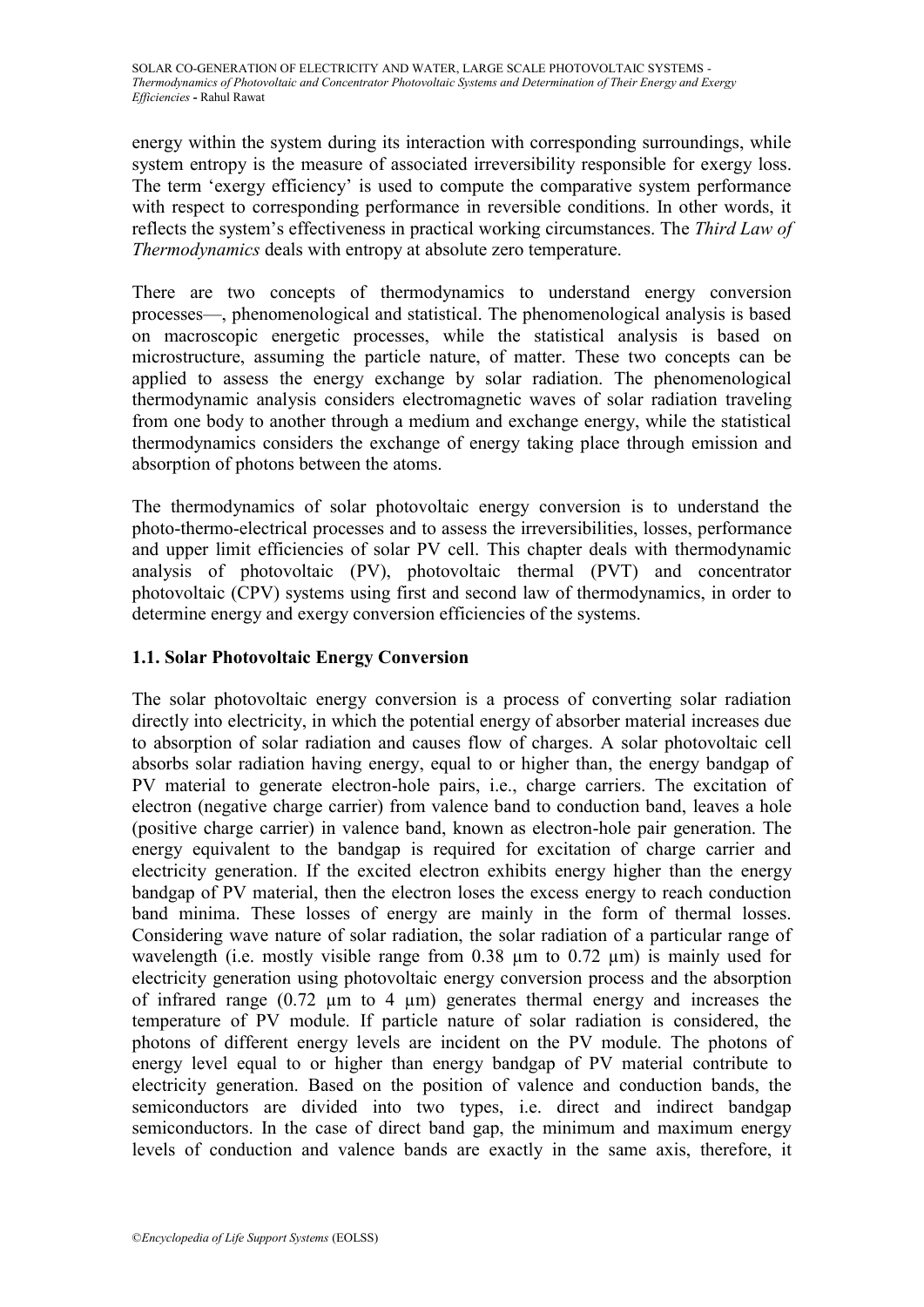energy within the system during its interaction with corresponding surroundings, while system entropy is the measure of associated irreversibility responsible for exergy loss. The term 'exergy efficiency' is used to compute the comparative system performance with respect to corresponding performance in reversible conditions. In other words, it reflects the system's effectiveness in practical working circumstances. The *Third Law of Thermodynamics* deals with entropy at absolute zero temperature.

There are two concepts of thermodynamics to understand energy conversion processes—, phenomenological and statistical. The phenomenological analysis is based on macroscopic energetic processes, while the statistical analysis is based on microstructure, assuming the particle nature, of matter. These two concepts can be applied to assess the energy exchange by solar radiation. The phenomenological thermodynamic analysis considers electromagnetic waves of solar radiation traveling from one body to another through a medium and exchange energy, while the statistical thermodynamics considers the exchange of energy taking place through emission and absorption of photons between the atoms.

The thermodynamics of solar photovoltaic energy conversion is to understand the photo-thermo-electrical processes and to assess the irreversibilities, losses, performance and upper limit efficiencies of solar PV cell. This chapter deals with thermodynamic analysis of photovoltaic (PV), photovoltaic thermal (PVT) and concentrator photovoltaic (CPV) systems using first and second law of thermodynamics, in order to determine energy and exergy conversion efficiencies of the systems.

### 1.1. Solar Photovoltaic Energy Conversion

The solar photovoltaic energy conversion is a process of converting solar radiation directly into electricity, in which the potential energy of absorber material increases due to absorption of solar radiation and causes flow of charges. A solar photovoltaic cell absorbs solar radiation having energy, equal to or higher than, the energy bandgap of PV material to generate electron-hole pairs, i.e., charge carriers. The excitation of electron (negative charge carrier) from valence band to conduction band, leaves a hole (positive charge carrier) in valence band, known as electron-hole pair generation. The energy equivalent to the bandgap is required for excitation of charge carrier and electricity generation. If the excited electron exhibits energy higher than the energy bandgap of PV material, then the electron loses the excess energy to reach conduction band minima. These losses of energy are mainly in the form of thermal losses. Considering wave nature of solar radiation, the solar radiation of a particular range of wavelength (i.e. mostly visible range from 0.38 µm to 0.72 µm) is mainly used for electricity generation using photovoltaic energy conversion process and the absorption of infrared range (0.72 µm to 4 µm) generates thermal energy and increases the temperature of PV module. If particle nature of solar radiation is considered, the photons of different energy levels are incident on the PV module. The photons of energy level equal to or higher than energy bandgap of PV material contribute to electricity generation. Based on the position of valence and conduction bands, the semiconductors are divided into two types, i.e. direct and indirect bandgap semiconductors. In the case of direct band gap, the minimum and maximum energy levels of conduction and valence bands are exactly in the same axis, therefore, it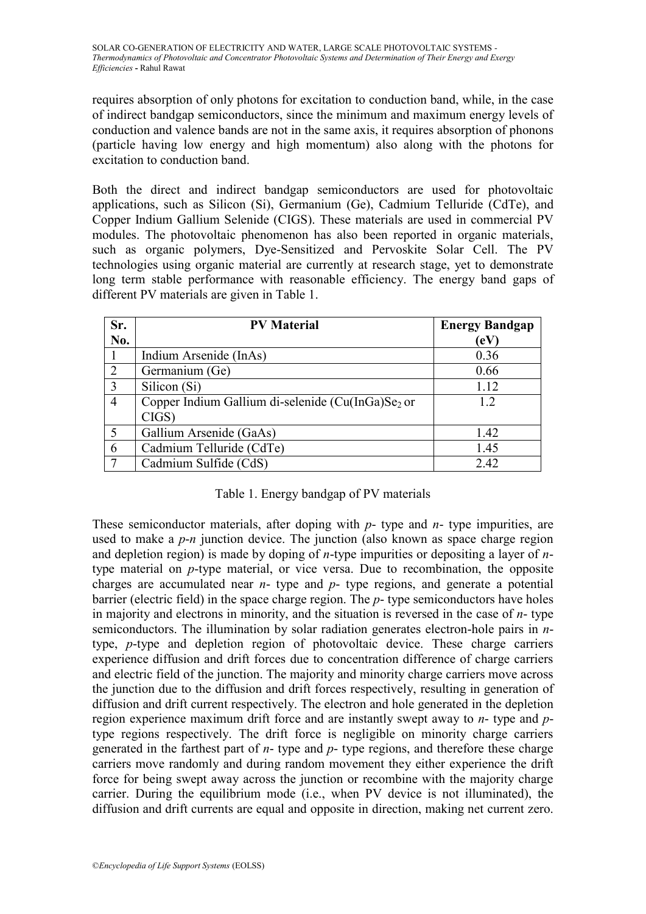requires absorption of only photons for excitation to conduction band, while, in the case of indirect bandgap semiconductors, since the minimum and maximum energy levels of conduction and valence bands are not in the same axis, it requires absorption of phonons (particle having low energy and high momentum) also along with the photons for excitation to conduction band.

Both the direct and indirect bandgap semiconductors are used for photovoltaic applications, such as Silicon (Si), Germanium (Ge), Cadmium Telluride (CdTe), and Copper Indium Gallium Selenide (CIGS). These materials are used in commercial PV modules. The photovoltaic phenomenon has also been reported in organic materials, such as organic polymers, Dye-Sensitized and Pervoskite Solar Cell. The PV technologies using organic material are currently at research stage, yet to demonstrate long term stable performance with reasonable efficiency. The energy band gaps of different PV materials are given in Table 1.

| Sr. No. | PV Material | Energy Bandgap (eV) |
|---|---|---|
| 1 | Indium Arsenide (InAs) | 0.36 |
| 2 | Germanium (Ge) | 0.66 |
| 3 | Silicon (Si) | 1.12 |
| 4 | Copper Indium Gallium di-selenide ($Cu(InGa)Se_2$ or CIGS) | 1.2 |
| 5 | Gallium Arsenide (GaAs) | 1.42 |
| 6 | Cadmium Telluride (CdTe) | 1.45 |
| 7 | Cadmium Sulfide (CdS) | 2.42 |

Table 1. Energy bandgap of PV materials

These semiconductor materials, after doping with *p*- type and *n*- type impurities, are used to make a *p*-*n* junction device. The junction (also known as space charge region and depletion region) is made by doping of *n*-type impurities or depositing a layer of *n*-type material on *p*-type material, or vice versa. Due to recombination, the opposite charges are accumulated near *n*- type and *p*- type regions, and generate a potential barrier (electric field) in the space charge region. The *p*- type semiconductors have holes in majority and electrons in minority, and the situation is reversed in the case of *n*- type semiconductors. The illumination by solar radiation generates electron-hole pairs in *n*-type, *p*-type and depletion region of photovoltaic device. These charge carriers experience diffusion and drift forces due to concentration difference of charge carriers and electric field of the junction. The majority and minority charge carriers move across the junction due to the diffusion and drift forces respectively, resulting in generation of diffusion and drift current respectively. The electron and hole generated in the depletion region experience maximum drift force and are instantly swept away to *n*- type and *p*-type regions respectively. The drift force is negligible on minority charge carriers generated in the farthest part of *n*- type and *p*- type regions, and therefore these charge carriers move randomly and during random movement they either experience the drift force for being swept away across the junction or recombine with the majority charge carrier. During the equilibrium mode (i.e., when PV device is not illuminated), the diffusion and drift currents are equal and opposite in direction, making net current zero.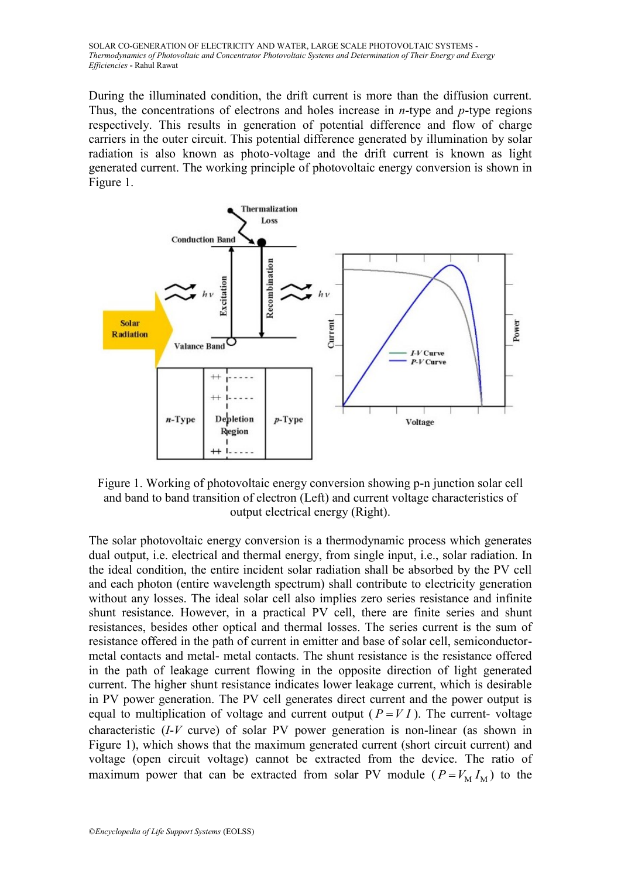During the illuminated condition, the drift current is more than the diffusion current. Thus, the concentrations of electrons and holes increase in *n*-type and *p*-type regions respectively. This results in generation of potential difference and flow of charge carriers in the outer circuit. This potential difference generated by illumination by solar radiation is also known as photo-voltage and the drift current is known as light generated current. The working principle of photovoltaic energy conversion is shown in Figure 1.

Figure 1. Working of photovoltaic energy conversion showing p-n junction solar cell and band to band transition of electron (Left) and current voltage characteristics of output electrical energy (Right).

The solar photovoltaic energy conversion is a thermodynamic process which generates dual output, i.e. electrical and thermal energy, from single input, i.e., solar radiation. In the ideal condition, the entire incident solar radiation shall be absorbed by the PV cell and each photon (entire wavelength spectrum) shall contribute to electricity generation without any losses. The ideal solar cell also implies zero series resistance and infinite shunt resistance. However, in a practical PV cell, there are finite series and shunt resistances, besides other optical and thermal losses. The series current is the sum of resistance offered in the path of current in emitter and base of solar cell, semiconductor-metal contacts and metal- metal contacts. The shunt resistance is the resistance offered in the path of leakage current flowing in the opposite direction of light generated current. The higher shunt resistance indicates lower leakage current, which is desirable in PV power generation. The PV cell generates direct current and the power output is equal to multiplication of voltage and current output ($P = VI$). The current- voltage characteristic (*I*-*V* curve) of solar PV power generation is non-linear (as shown in Figure 1), which shows that the maximum generated current (short circuit current) and voltage (open circuit voltage) cannot be extracted from the device. The ratio of maximum power that can be extracted from solar PV module ($P = V_M I_M$) to the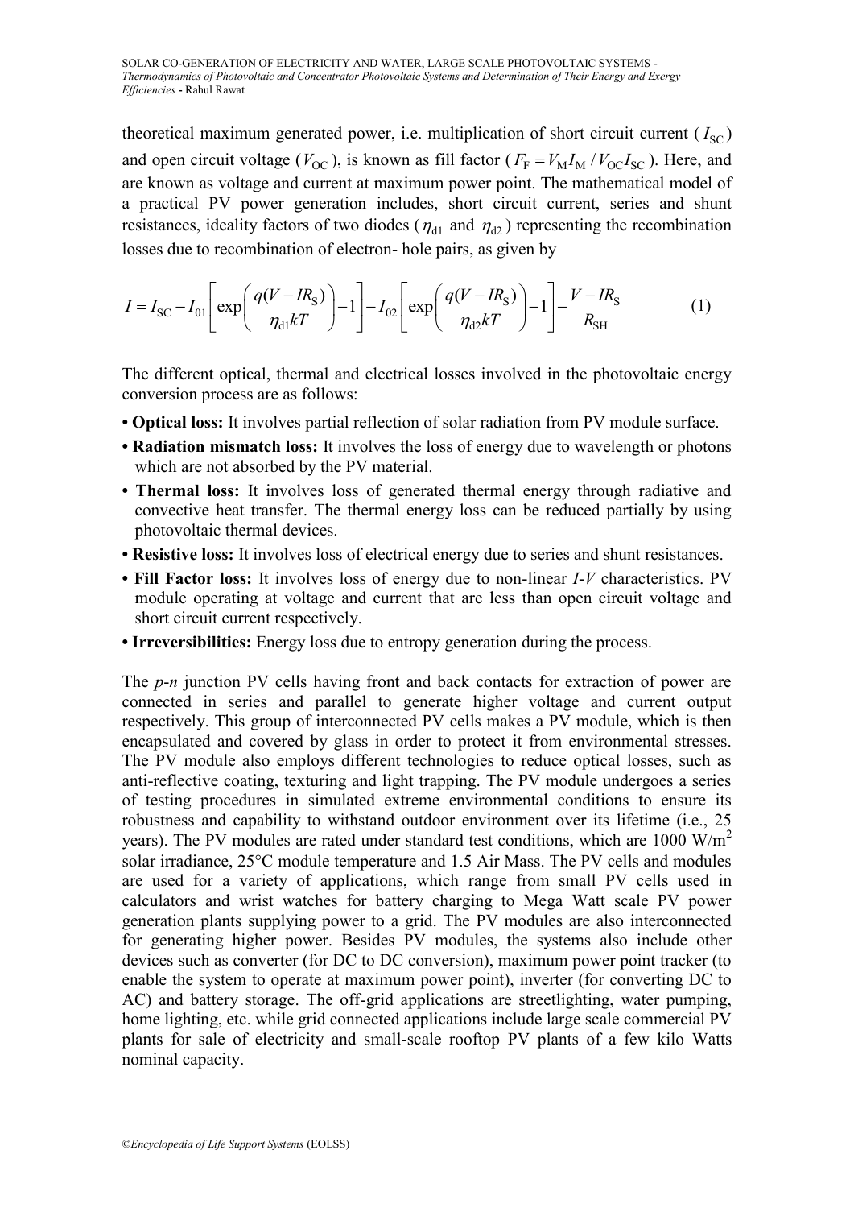theoretical maximum generated power, i.e. multiplication of short circuit current ($I_{SC}$) and open circuit voltage ($V_{OC}$), is known as fill factor ($F_F = V_M I_M / V_{OC} I_{SC}$). Here, and are known as voltage and current at maximum power point. The mathematical model of a practical PV power generation includes, short circuit current, series and shunt resistances, ideality factors of two diodes ($\eta_{d1}$ and $\eta_{d2}$) representing the recombination losses due to recombination of electron- hole pairs, as given by

$$I = I_{SC} - I_{01}\left[\exp\left(\frac{q(V - IR_S)}{\eta_{d1}kT}\right) - 1\right] - I_{02}\left[\exp\left(\frac{q(V - IR_S)}{\eta_{d2}kT}\right) - 1\right] - \frac{V - IR_S}{R_{SH}} \tag{1}$$

The different optical, thermal and electrical losses involved in the photovoltaic energy conversion process are as follows:

- **Optical loss:** It involves partial reflection of solar radiation from PV module surface.
- **Radiation mismatch loss:** It involves the loss of energy due to wavelength or photons which are not absorbed by the PV material.
- **Thermal loss:** It involves loss of generated thermal energy through radiative and convective heat transfer. The thermal energy loss can be reduced partially by using photovoltaic thermal devices.
- **Resistive loss:** It involves loss of electrical energy due to series and shunt resistances.
- **Fill Factor loss:** It involves loss of energy due to non-linear *I-V* characteristics. PV module operating at voltage and current that are less than open circuit voltage and short circuit current respectively.
- **Irreversibilities:** Energy loss due to entropy generation during the process.

The *p-n* junction PV cells having front and back contacts for extraction of power are connected in series and parallel to generate higher voltage and current output respectively. This group of interconnected PV cells makes a PV module, which is then encapsulated and covered by glass in order to protect it from environmental stresses. The PV module also employs different technologies to reduce optical losses, such as anti-reflective coating, texturing and light trapping. The PV module undergoes a series of testing procedures in simulated extreme environmental conditions to ensure its robustness and capability to withstand outdoor environment over its lifetime (i.e., 25 years). The PV modules are rated under standard test conditions, which are 1000 W/m$^2$ solar irradiance, 25°C module temperature and 1.5 Air Mass. The PV cells and modules are used for a variety of applications, which range from small PV cells used in calculators and wrist watches for battery charging to Mega Watt scale PV power generation plants supplying power to a grid. The PV modules are also interconnected for generating higher power. Besides PV modules, the systems also include other devices such as converter (for DC to DC conversion), maximum power point tracker (to enable the system to operate at maximum power point), inverter (for converting DC to AC) and battery storage. The off-grid applications are streetlighting, water pumping, home lighting, etc. while grid connected applications include large scale commercial PV plants for sale of electricity and small-scale rooftop PV plants of a few kilo Watts nominal capacity.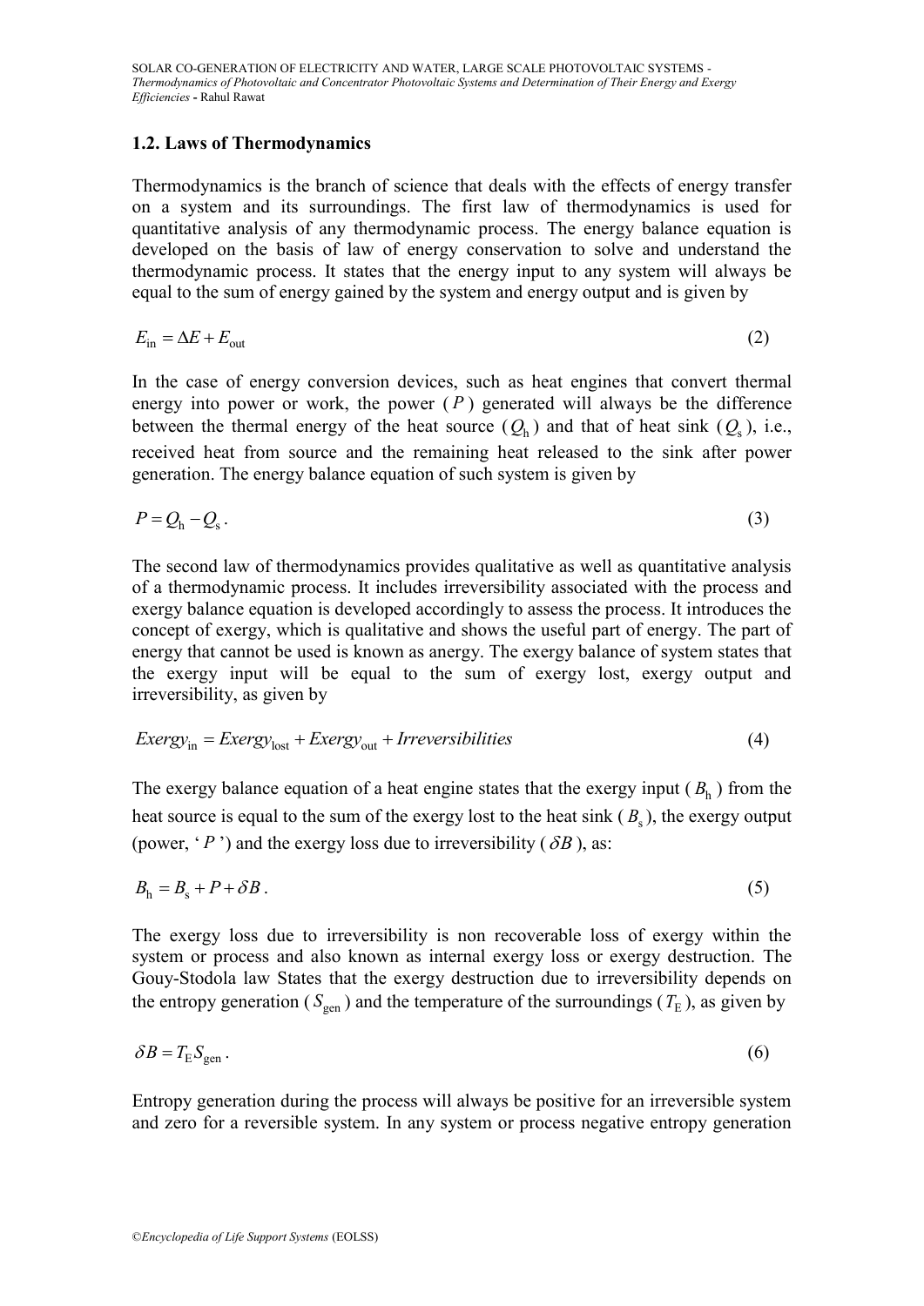### 1.2. Laws of Thermodynamics

Thermodynamics is the branch of science that deals with the effects of energy transfer on a system and its surroundings. The first law of thermodynamics is used for quantitative analysis of any thermodynamic process. The energy balance equation is developed on the basis of law of energy conservation to solve and understand the thermodynamic process. It states that the energy input to any system will always be equal to the sum of energy gained by the system and energy output and is given by

$$E_{\text{in}} = \Delta E + E_{\text{out}} \tag{2}$$

In the case of energy conversion devices, such as heat engines that convert thermal energy into power or work, the power ($P$) generated will always be the difference between the thermal energy of the heat source ($Q_{\text{h}}$) and that of heat sink ($Q_{\text{s}}$), i.e., received heat from source and the remaining heat released to the sink after power generation. The energy balance equation of such system is given by

$$P = Q_{\text{h}} - Q_{\text{s}}. \tag{3}$$

The second law of thermodynamics provides qualitative as well as quantitative analysis of a thermodynamic process. It includes irreversibility associated with the process and exergy balance equation is developed accordingly to assess the process. It introduces the concept of exergy, which is qualitative and shows the useful part of energy. The part of energy that cannot be used is known as anergy. The exergy balance of system states that the exergy input will be equal to the sum of exergy lost, exergy output and irreversibility, as given by

$$Exergy_{\text{in}} = Exergy_{\text{lost}} + Exergy_{\text{out}} + Irreversibilities \tag{4}$$

The exergy balance equation of a heat engine states that the exergy input ($B_{\text{h}}$) from the heat source is equal to the sum of the exergy lost to the heat sink ($B_{\text{s}}$), the exergy output (power, '$P$') and the exergy loss due to irreversibility ($\delta B$), as:

$$B_{\text{h}} = B_{\text{s}} + P + \delta B. \tag{5}$$

The exergy loss due to irreversibility is non recoverable loss of exergy within the system or process and also known as internal exergy loss or exergy destruction. The Gouy-Stodola law States that the exergy destruction due to irreversibility depends on the entropy generation ($S_{\text{gen}}$) and the temperature of the surroundings ($T_{\text{E}}$), as given by

$$\delta B = T_{\text{E}} S_{\text{gen}}. \tag{6}$$

Entropy generation during the process will always be positive for an irreversible system and zero for a reversible system. In any system or process negative entropy generation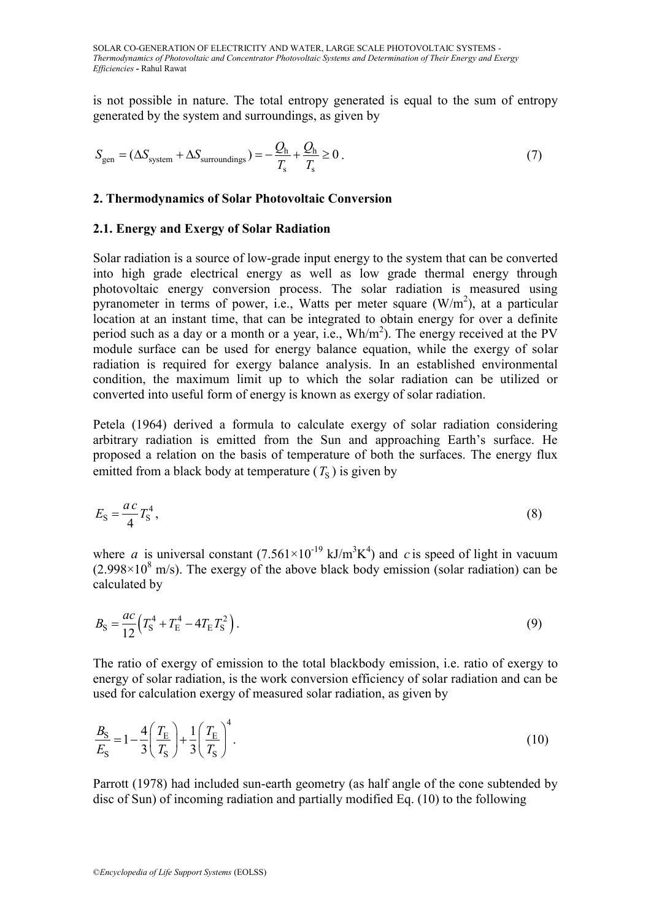is not possible in nature. The total entropy generated is equal to the sum of entropy generated by the system and surroundings, as given by

$$S_{\text{gen}} = (\Delta S_{\text{system}} + \Delta S_{\text{surroundings}}) = -\frac{Q_{\text{h}}}{T_{\text{s}}} + \frac{Q_{\text{h}}}{T_{\text{s}}} \geq 0 \,. \tag{7}$$

## 2. Thermodynamics of Solar Photovoltaic Conversion

### 2.1. Energy and Exergy of Solar Radiation

Solar radiation is a source of low-grade input energy to the system that can be converted into high grade electrical energy as well as low grade thermal energy through photovoltaic energy conversion process. The solar radiation is measured using pyranometer in terms of power, i.e., Watts per meter square ($W/m^2$), at a particular location at an instant time, that can be integrated to obtain energy for over a definite period such as a day or a month or a year, i.e., $Wh/m^2$). The energy received at the PV module surface can be used for energy balance equation, while the exergy of solar radiation is required for exergy balance analysis. In an established environmental condition, the maximum limit up to which the solar radiation can be utilized or converted into useful form of energy is known as exergy of solar radiation.

Petela (1964) derived a formula to calculate exergy of solar radiation considering arbitrary radiation is emitted from the Sun and approaching Earth's surface. He proposed a relation on the basis of temperature of both the surfaces. The energy flux emitted from a black body at temperature ($T_{\text{S}}$) is given by

$$E_{\text{S}} = \frac{a\,c}{4} T_{\text{S}}^4 \,, \tag{8}$$

where $a$ is universal constant ($7.561 \times 10^{-19}$ $kJ/m^3K^4$) and $c$ is speed of light in vacuum ($2.998 \times 10^8$ m/s). The exergy of the above black body emission (solar radiation) can be calculated by

$$B_{\text{S}} = \frac{ac}{12}\left(T_{\text{S}}^4 + T_{\text{E}}^4 - 4T_{\text{E}}T_{\text{S}}^2\right). \tag{9}$$

The ratio of exergy of emission to the total blackbody emission, i.e. ratio of exergy to energy of solar radiation, is the work conversion efficiency of solar radiation and can be used for calculation exergy of measured solar radiation, as given by

$$\frac{B_{\text{S}}}{E_{\text{S}}} = 1 - \frac{4}{3}\left(\frac{T_{\text{E}}}{T_{\text{S}}}\right) + \frac{1}{3}\left(\frac{T_{\text{E}}}{T_{\text{S}}}\right)^4 . \tag{10}$$

Parrott (1978) had included sun-earth geometry (as half angle of the cone subtended by disc of Sun) of incoming radiation and partially modified Eq. (10) to the following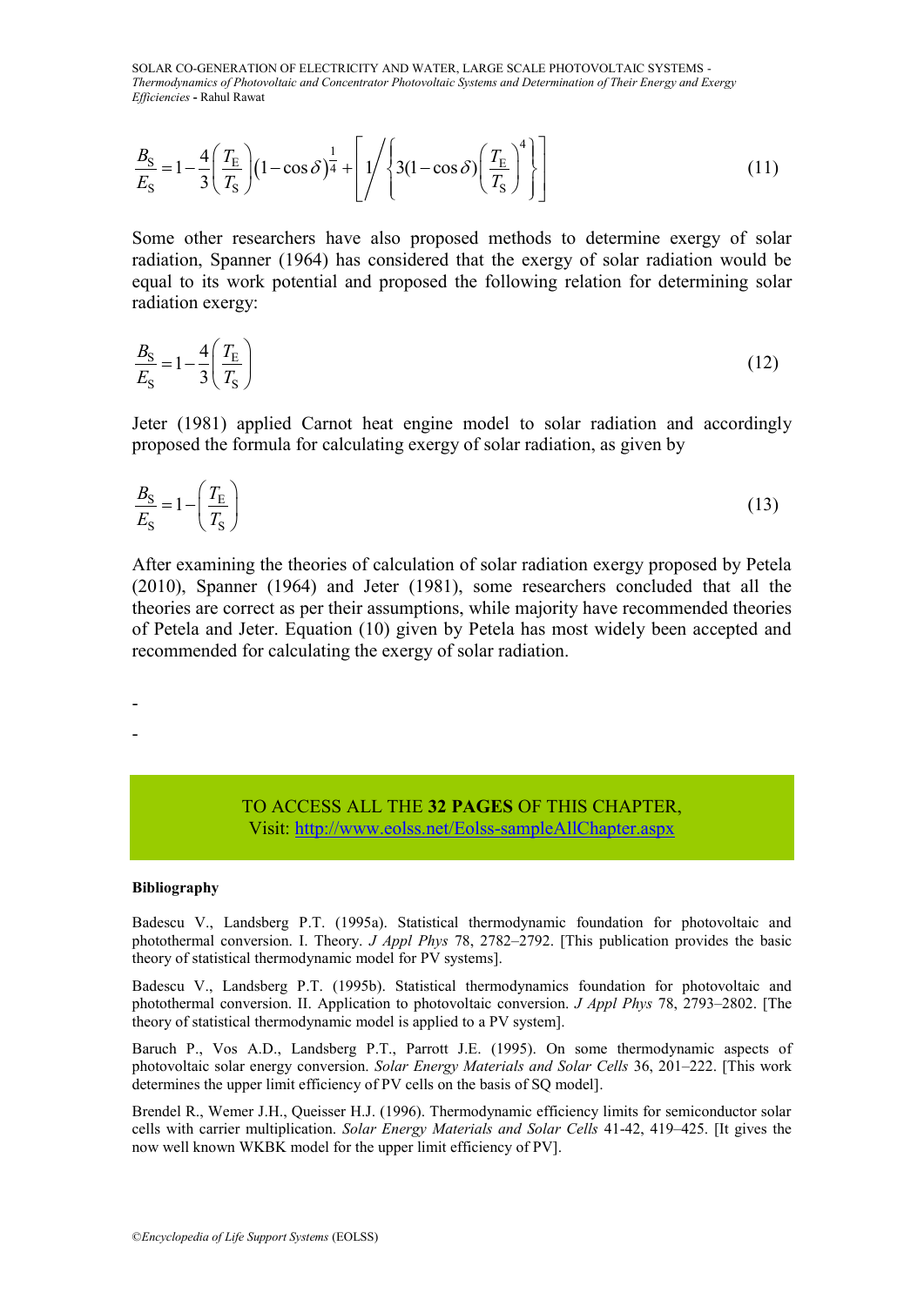$$\frac{B_S}{E_S} = 1 - \frac{4}{3}\left(\frac{T_E}{T_S}\right)(1-\cos\delta)^{\frac{1}{4}} + \left[1 \middle/ \left\{3(1-\cos\delta)\left(\frac{T_E}{T_S}\right)^4\right\}\right] \tag{11}$$

Some other researchers have also proposed methods to determine exergy of solar radiation, Spanner (1964) has considered that the exergy of solar radiation would be equal to its work potential and proposed the following relation for determining solar radiation exergy:

$$\frac{B_S}{E_S} = 1 - \frac{4}{3}\left(\frac{T_E}{T_S}\right) \tag{12}$$

Jeter (1981) applied Carnot heat engine model to solar radiation and accordingly proposed the formula for calculating exergy of solar radiation, as given by

$$\frac{B_S}{E_S} = 1 - \left(\frac{T_E}{T_S}\right) \tag{13}$$

After examining the theories of calculation of solar radiation exergy proposed by Petela (2010), Spanner (1964) and Jeter (1981), some researchers concluded that all the theories are correct as per their assumptions, while majority have recommended theories of Petela and Jeter. Equation (10) given by Petela has most widely been accepted and recommended for calculating the exergy of solar radiation.

-

-

TO ACCESS ALL THE **32 PAGES** OF THIS CHAPTER,
Visit: http://www.eolss.net/Eolss-sampleAllChapter.aspx

**Bibliography**

Badescu V., Landsberg P.T. (1995a). Statistical thermodynamic foundation for photovoltaic and photothermal conversion. I. Theory. *J Appl Phys* 78, 2782–2792. [This publication provides the basic theory of statistical thermodynamic model for PV systems].

Badescu V., Landsberg P.T. (1995b). Statistical thermodynamics foundation for photovoltaic and photothermal conversion. II. Application to photovoltaic conversion. *J Appl Phys* 78, 2793–2802. [The theory of statistical thermodynamic model is applied to a PV system].

Baruch P., Vos A.D., Landsberg P.T., Parrott J.E. (1995). On some thermodynamic aspects of photovoltaic solar energy conversion. *Solar Energy Materials and Solar Cells* 36, 201–222. [This work determines the upper limit efficiency of PV cells on the basis of SQ model].

Brendel R., Wemer J.H., Queisser H.J. (1996). Thermodynamic efficiency limits for semiconductor solar cells with carrier multiplication. *Solar Energy Materials and Solar Cells* 41-42, 419–425. [It gives the now well known WKBK model for the upper limit efficiency of PV].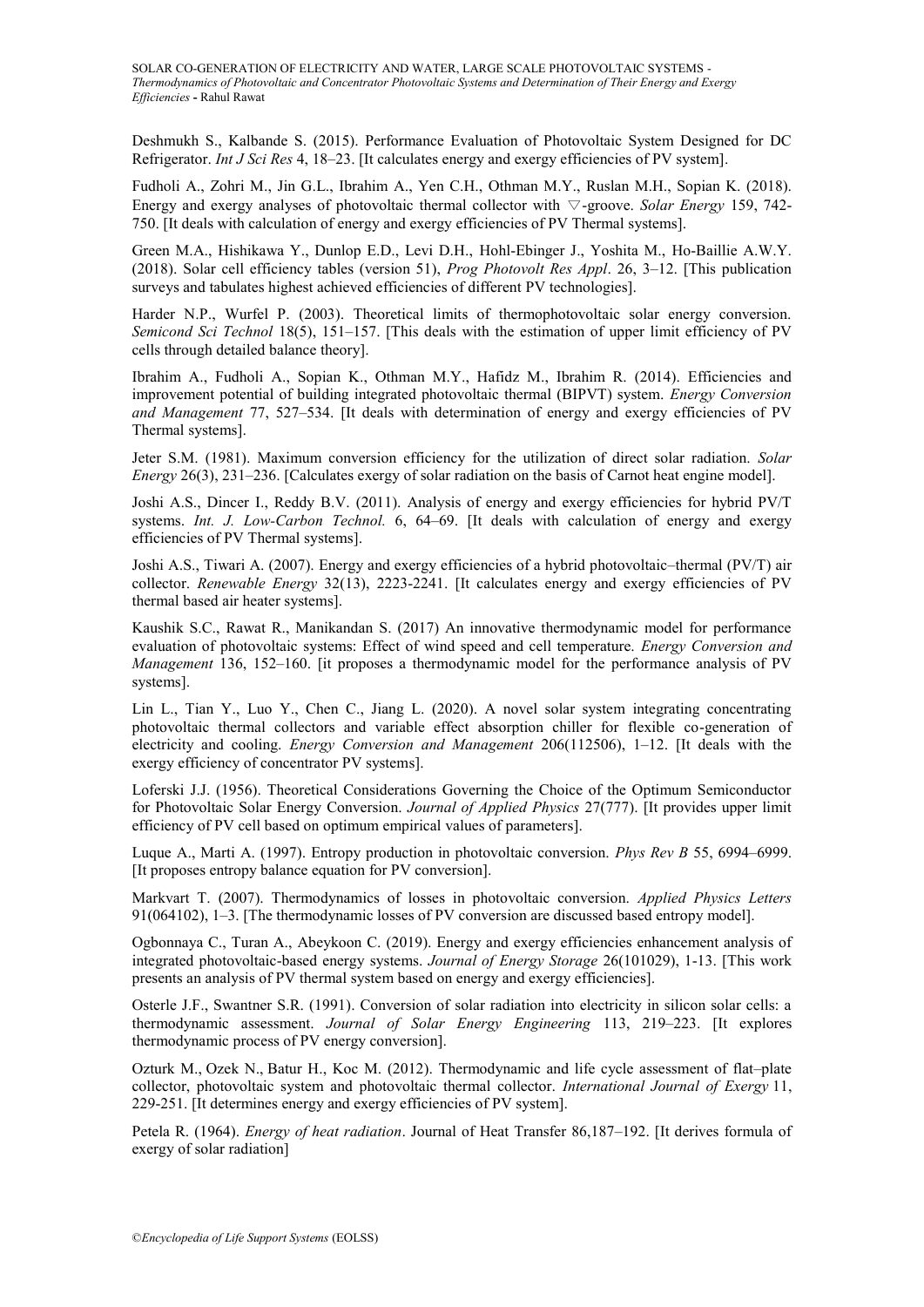Deshmukh S., Kalbande S. (2015). Performance Evaluation of Photovoltaic System Designed for DC Refrigerator. *Int J Sci Res* 4, 18–23. [It calculates energy and exergy efficiencies of PV system].

Fudholi A., Zohri M., Jin G.L., Ibrahim A., Yen C.H., Othman M.Y., Ruslan M.H., Sopian K. (2018). Energy and exergy analyses of photovoltaic thermal collector with ▽-groove. *Solar Energy* 159, 742-750. [It deals with calculation of energy and exergy efficiencies of PV Thermal systems].

Green M.A., Hishikawa Y., Dunlop E.D., Levi D.H., Hohl-Ebinger J., Yoshita M., Ho-Baillie A.W.Y. (2018). Solar cell efficiency tables (version 51), *Prog Photovolt Res Appl*. 26, 3–12. [This publication surveys and tabulates highest achieved efficiencies of different PV technologies].

Harder N.P., Wurfel P. (2003). Theoretical limits of thermophotovoltaic solar energy conversion. *Semicond Sci Technol* 18(5), 151–157. [This deals with the estimation of upper limit efficiency of PV cells through detailed balance theory].

Ibrahim A., Fudholi A., Sopian K., Othman M.Y., Hafidz M., Ibrahim R. (2014). Efficiencies and improvement potential of building integrated photovoltaic thermal (BIPVT) system. *Energy Conversion and Management* 77, 527–534. [It deals with determination of energy and exergy efficiencies of PV Thermal systems].

Jeter S.M. (1981). Maximum conversion efficiency for the utilization of direct solar radiation. *Solar Energy* 26(3), 231–236. [Calculates exergy of solar radiation on the basis of Carnot heat engine model].

Joshi A.S., Dincer I., Reddy B.V. (2011). Analysis of energy and exergy efficiencies for hybrid PV/T systems. *Int. J. Low-Carbon Technol.* 6, 64–69. [It deals with calculation of energy and exergy efficiencies of PV Thermal systems].

Joshi A.S., Tiwari A. (2007). Energy and exergy efficiencies of a hybrid photovoltaic–thermal (PV/T) air collector. *Renewable Energy* 32(13), 2223-2241. [It calculates energy and exergy efficiencies of PV thermal based air heater systems].

Kaushik S.C., Rawat R., Manikandan S. (2017) An innovative thermodynamic model for performance evaluation of photovoltaic systems: Effect of wind speed and cell temperature. *Energy Conversion and Management* 136, 152–160. [it proposes a thermodynamic model for the performance analysis of PV systems].

Lin L., Tian Y., Luo Y., Chen C., Jiang L. (2020). A novel solar system integrating concentrating photovoltaic thermal collectors and variable effect absorption chiller for flexible co-generation of electricity and cooling. *Energy Conversion and Management* 206(112506), 1–12. [It deals with the exergy efficiency of concentrator PV systems].

Loferski J.J. (1956). Theoretical Considerations Governing the Choice of the Optimum Semiconductor for Photovoltaic Solar Energy Conversion. *Journal of Applied Physics* 27(777). [It provides upper limit efficiency of PV cell based on optimum empirical values of parameters].

Luque A., Marti A. (1997). Entropy production in photovoltaic conversion. *Phys Rev B* 55, 6994–6999. [It proposes entropy balance equation for PV conversion].

Markvart T. (2007). Thermodynamics of losses in photovoltaic conversion. *Applied Physics Letters* 91(064102), 1–3. [The thermodynamic losses of PV conversion are discussed based entropy model].

Ogbonnaya C., Turan A., Abeykoon C. (2019). Energy and exergy efficiencies enhancement analysis of integrated photovoltaic-based energy systems. *Journal of Energy Storage* 26(101029), 1-13. [This work presents an analysis of PV thermal system based on energy and exergy efficiencies].

Osterle J.F., Swantner S.R. (1991). Conversion of solar radiation into electricity in silicon solar cells: a thermodynamic assessment. *Journal of Solar Energy Engineering* 113, 219–223. [It explores thermodynamic process of PV energy conversion].

Ozturk M., Ozek N., Batur H., Koc M. (2012). Thermodynamic and life cycle assessment of flat–plate collector, photovoltaic system and photovoltaic thermal collector. *International Journal of Exergy* 11, 229-251. [It determines energy and exergy efficiencies of PV system].

Petela R. (1964). *Energy of heat radiation*. Journal of Heat Transfer 86,187–192. [It derives formula of exergy of solar radiation]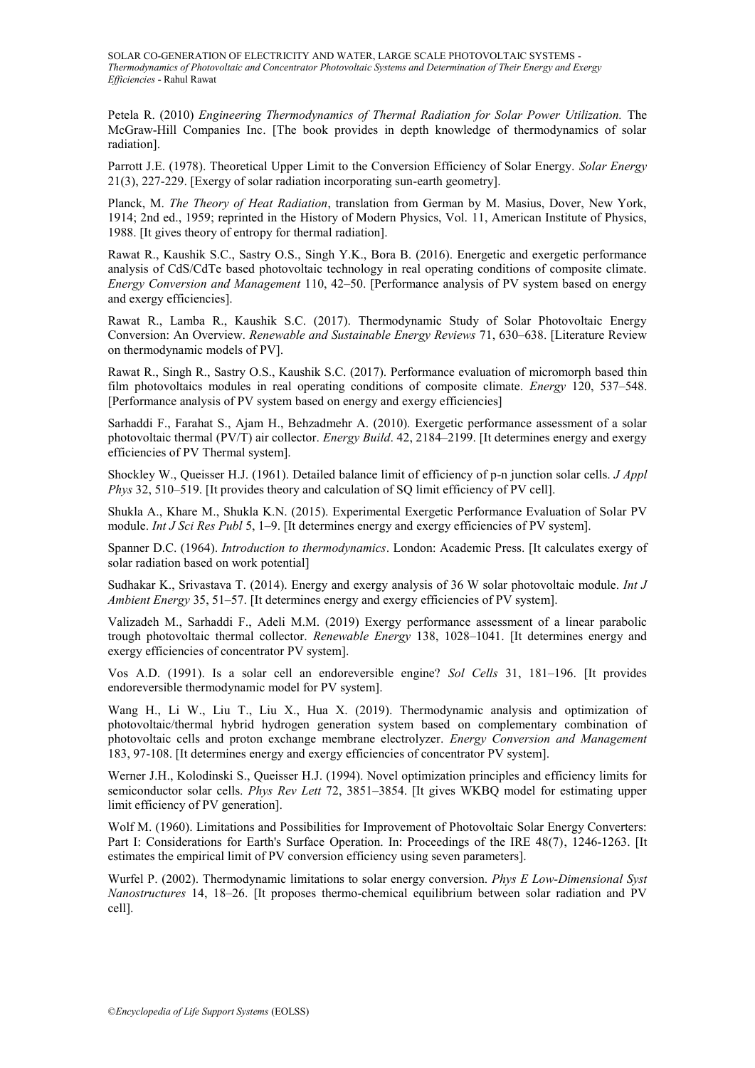Petela R. (2010) *Engineering Thermodynamics of Thermal Radiation for Solar Power Utilization.* The McGraw-Hill Companies Inc. [The book provides in depth knowledge of thermodynamics of solar radiation].

Parrott J.E. (1978). Theoretical Upper Limit to the Conversion Efficiency of Solar Energy. *Solar Energy* 21(3), 227-229. [Exergy of solar radiation incorporating sun-earth geometry].

Planck, M. *The Theory of Heat Radiation*, translation from German by M. Masius, Dover, New York, 1914; 2nd ed., 1959; reprinted in the History of Modern Physics, Vol. 11, American Institute of Physics, 1988. [It gives theory of entropy for thermal radiation].

Rawat R., Kaushik S.C., Sastry O.S., Singh Y.K., Bora B. (2016). Energetic and exergetic performance analysis of CdS/CdTe based photovoltaic technology in real operating conditions of composite climate. *Energy Conversion and Management* 110, 42–50. [Performance analysis of PV system based on energy and exergy efficiencies].

Rawat R., Lamba R., Kaushik S.C. (2017). Thermodynamic Study of Solar Photovoltaic Energy Conversion: An Overview. *Renewable and Sustainable Energy Reviews* 71, 630–638. [Literature Review on thermodynamic models of PV].

Rawat R., Singh R., Sastry O.S., Kaushik S.C. (2017). Performance evaluation of micromorph based thin film photovoltaics modules in real operating conditions of composite climate. *Energy* 120, 537–548. [Performance analysis of PV system based on energy and exergy efficiencies]

Sarhaddi F., Farahat S., Ajam H., Behzadmehr A. (2010). Exergetic performance assessment of a solar photovoltaic thermal (PV/T) air collector. *Energy Build*. 42, 2184–2199. [It determines energy and exergy efficiencies of PV Thermal system].

Shockley W., Queisser H.J. (1961). Detailed balance limit of efficiency of p-n junction solar cells. *J Appl Phys* 32, 510–519. [It provides theory and calculation of SQ limit efficiency of PV cell].

Shukla A., Khare M., Shukla K.N. (2015). Experimental Exergetic Performance Evaluation of Solar PV module. *Int J Sci Res Publ* 5, 1–9. [It determines energy and exergy efficiencies of PV system].

Spanner D.C. (1964). *Introduction to thermodynamics*. London: Academic Press. [It calculates exergy of solar radiation based on work potential]

Sudhakar K., Srivastava T. (2014). Energy and exergy analysis of 36 W solar photovoltaic module. *Int J Ambient Energy* 35, 51–57. [It determines energy and exergy efficiencies of PV system].

Valizadeh M., Sarhaddi F., Adeli M.M. (2019) Exergy performance assessment of a linear parabolic trough photovoltaic thermal collector. *Renewable Energy* 138, 1028–1041. [It determines energy and exergy efficiencies of concentrator PV system].

Vos A.D. (1991). Is a solar cell an endoreversible engine? *Sol Cells* 31, 181–196. [It provides endoreversible thermodynamic model for PV system].

Wang H., Li W., Liu T., Liu X., Hua X. (2019). Thermodynamic analysis and optimization of photovoltaic/thermal hybrid hydrogen generation system based on complementary combination of photovoltaic cells and proton exchange membrane electrolyzer. *Energy Conversion and Management* 183, 97-108. [It determines energy and exergy efficiencies of concentrator PV system].

Werner J.H., Kolodinski S., Queisser H.J. (1994). Novel optimization principles and efficiency limits for semiconductor solar cells. *Phys Rev Lett* 72, 3851–3854. [It gives WKBQ model for estimating upper limit efficiency of PV generation].

Wolf M. (1960). Limitations and Possibilities for Improvement of Photovoltaic Solar Energy Converters: Part I: Considerations for Earth's Surface Operation. In: Proceedings of the IRE 48(7), 1246-1263. [It estimates the empirical limit of PV conversion efficiency using seven parameters].

Wurfel P. (2002). Thermodynamic limitations to solar energy conversion. *Phys E Low-Dimensional Syst Nanostructures* 14, 18–26. [It proposes thermo-chemical equilibrium between solar radiation and PV cell].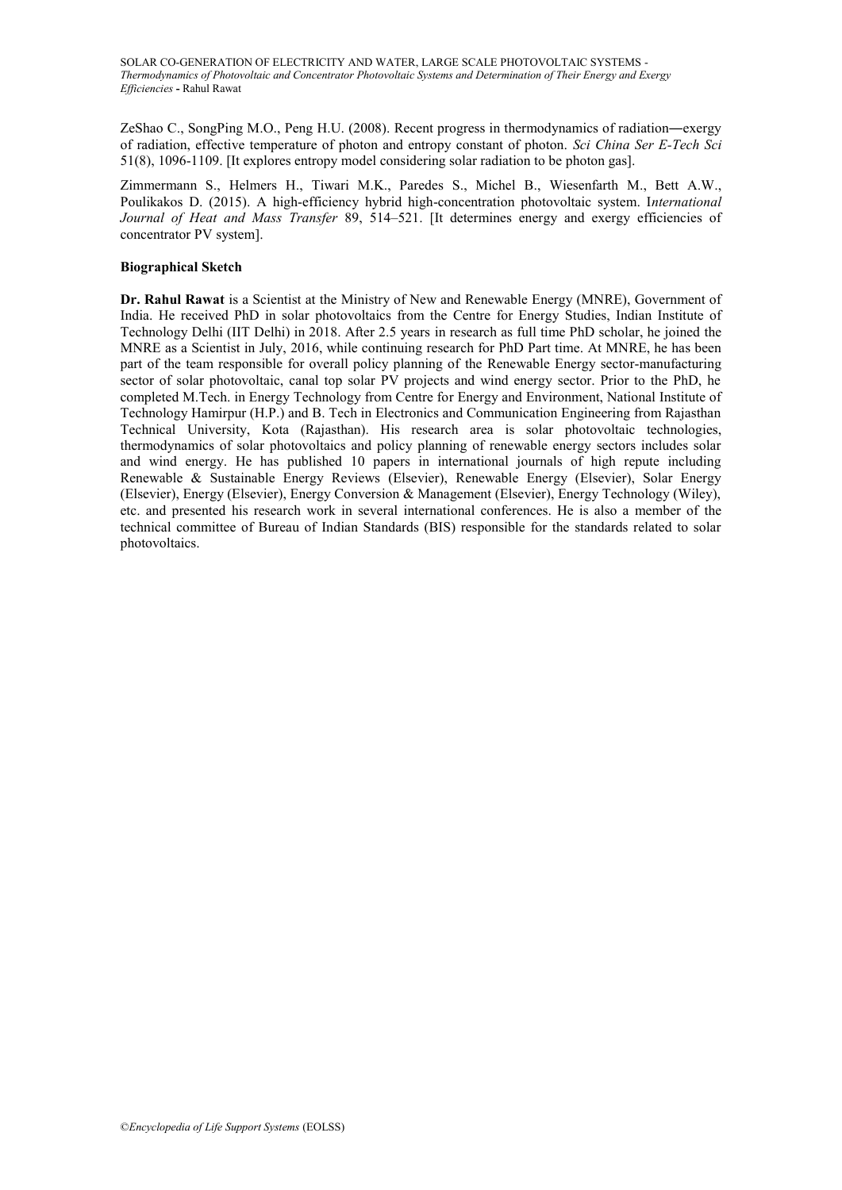ZeShao C., SongPing M.O., Peng H.U. (2008). Recent progress in thermodynamics of radiation―exergy of radiation, effective temperature of photon and entropy constant of photon. *Sci China Ser E-Tech Sci* 51(8), 1096-1109. [It explores entropy model considering solar radiation to be photon gas].

Zimmermann S., Helmers H., Tiwari M.K., Paredes S., Michel B., Wiesenfarth M., Bett A.W., Poulikakos D. (2015). A high-efficiency hybrid high-concentration photovoltaic system. I*nternational Journal of Heat and Mass Transfer* 89, 514–521. [It determines energy and exergy efficiencies of concentrator PV system].

**Biographical Sketch**

**Dr. Rahul Rawat** is a Scientist at the Ministry of New and Renewable Energy (MNRE), Government of India. He received PhD in solar photovoltaics from the Centre for Energy Studies, Indian Institute of Technology Delhi (IIT Delhi) in 2018. After 2.5 years in research as full time PhD scholar, he joined the MNRE as a Scientist in July, 2016, while continuing research for PhD Part time. At MNRE, he has been part of the team responsible for overall policy planning of the Renewable Energy sector-manufacturing sector of solar photovoltaic, canal top solar PV projects and wind energy sector. Prior to the PhD, he completed M.Tech. in Energy Technology from Centre for Energy and Environment, National Institute of Technology Hamirpur (H.P.) and B. Tech in Electronics and Communication Engineering from Rajasthan Technical University, Kota (Rajasthan). His research area is solar photovoltaic technologies, thermodynamics of solar photovoltaics and policy planning of renewable energy sectors includes solar and wind energy. He has published 10 papers in international journals of high repute including Renewable & Sustainable Energy Reviews (Elsevier), Renewable Energy (Elsevier), Solar Energy (Elsevier), Energy (Elsevier), Energy Conversion & Management (Elsevier), Energy Technology (Wiley), etc. and presented his research work in several international conferences. He is also a member of the technical committee of Bureau of Indian Standards (BIS) responsible for the standards related to solar photovoltaics.